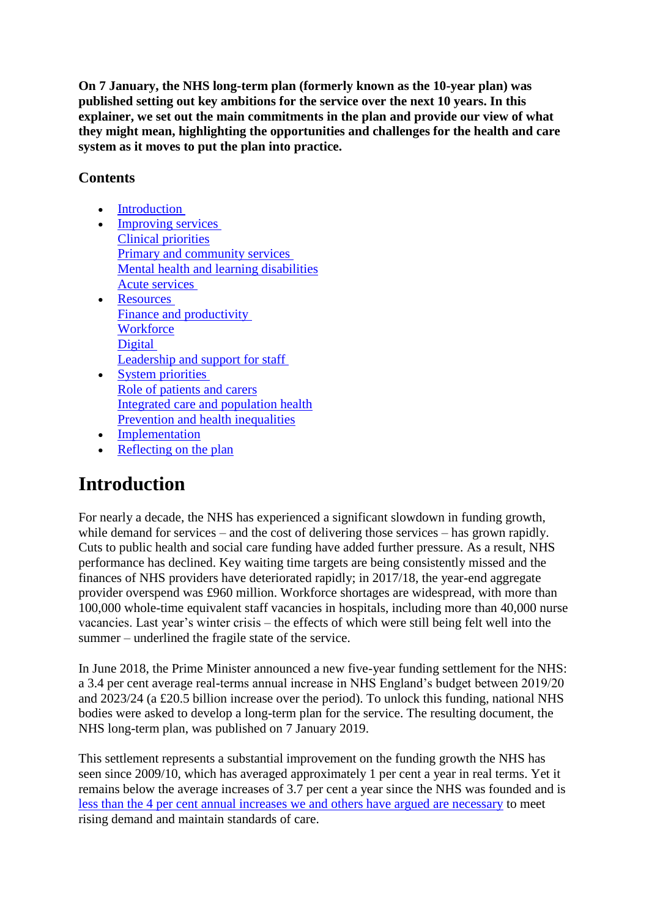**On 7 January, the NHS long-term plan (formerly known as the 10-year plan) was published setting out key ambitions for the service over the next 10 years. In this explainer, we set out the main commitments in the plan and provide our view of what they might mean, highlighting the opportunities and challenges for the health and care system as it moves to put the plan into practice.**

### Contents

- Introduction
- Improving services
  Clinical priorities
  Primary and community services
  Mental health and learning disabilities
  Acute services
- Resources
  Finance and productivity
  Workforce
  Digital
  Leadership and support for staff
- System priorities
  Role of patients and carers
  Integrated care and population health
  Prevention and health inequalities
- Implementation
- Reflecting on the plan

# Introduction

For nearly a decade, the NHS has experienced a significant slowdown in funding growth, while demand for services – and the cost of delivering those services – has grown rapidly. Cuts to public health and social care funding have added further pressure. As a result, NHS performance has declined. Key waiting time targets are being consistently missed and the finances of NHS providers have deteriorated rapidly; in 2017/18, the year-end aggregate provider overspend was £960 million. Workforce shortages are widespread, with more than 100,000 whole-time equivalent staff vacancies in hospitals, including more than 40,000 nurse vacancies. Last year's winter crisis – the effects of which were still being felt well into the summer – underlined the fragile state of the service.

In June 2018, the Prime Minister announced a new five-year funding settlement for the NHS: a 3.4 per cent average real-terms annual increase in NHS England's budget between 2019/20 and 2023/24 (a £20.5 billion increase over the period). To unlock this funding, national NHS bodies were asked to develop a long-term plan for the service. The resulting document, the NHS long-term plan, was published on 7 January 2019.

This settlement represents a substantial improvement on the funding growth the NHS has seen since 2009/10, which has averaged approximately 1 per cent a year in real terms. Yet it remains below the average increases of 3.7 per cent a year since the NHS was founded and is less than the 4 per cent annual increases we and others have argued are necessary to meet rising demand and maintain standards of care.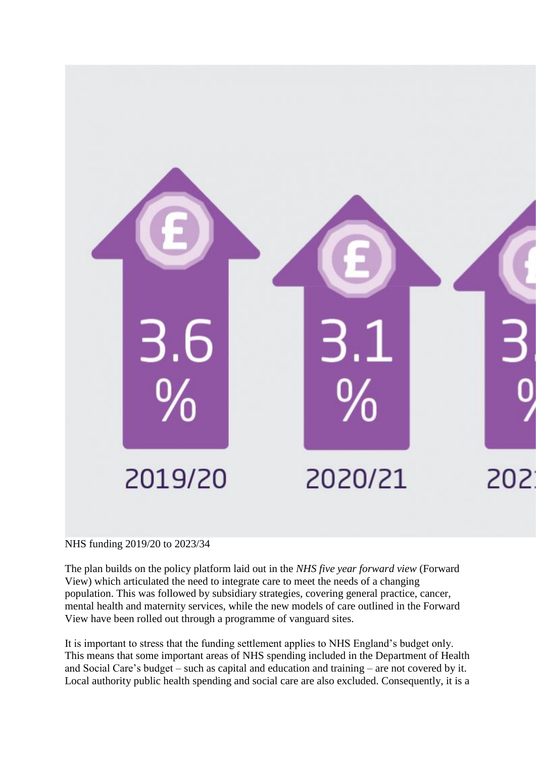3.6 %

2019/20

3.1 %

2020/21

3.

202

NHS funding 2019/20 to 2023/34

The plan builds on the policy platform laid out in the *NHS five year forward view* (Forward View) which articulated the need to integrate care to meet the needs of a changing population. This was followed by subsidiary strategies, covering general practice, cancer, mental health and maternity services, while the new models of care outlined in the Forward View have been rolled out through a programme of vanguard sites.

It is important to stress that the funding settlement applies to NHS England's budget only. This means that some important areas of NHS spending included in the Department of Health and Social Care's budget – such as capital and education and training – are not covered by it. Local authority public health spending and social care are also excluded. Consequently, it is a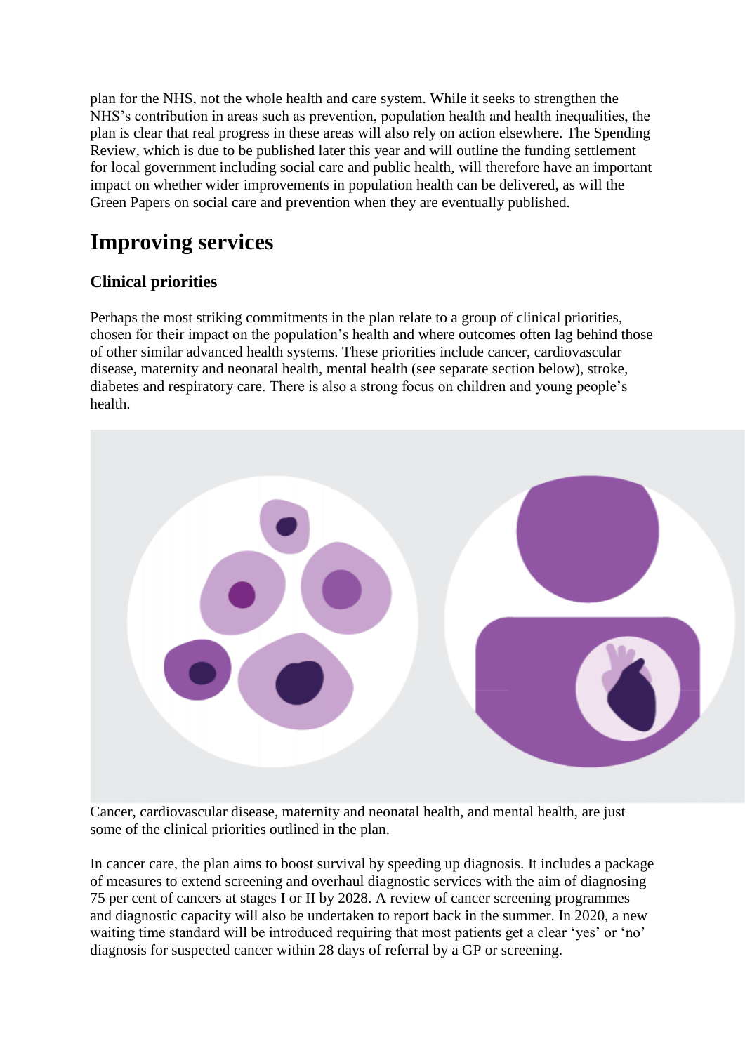plan for the NHS, not the whole health and care system. While it seeks to strengthen the NHS's contribution in areas such as prevention, population health and health inequalities, the plan is clear that real progress in these areas will also rely on action elsewhere. The Spending Review, which is due to be published later this year and will outline the funding settlement for local government including social care and public health, will therefore have an important impact on whether wider improvements in population health can be delivered, as will the Green Papers on social care and prevention when they are eventually published.

# Improving services

## Clinical priorities

Perhaps the most striking commitments in the plan relate to a group of clinical priorities, chosen for their impact on the population's health and where outcomes often lag behind those of other similar advanced health systems. These priorities include cancer, cardiovascular disease, maternity and neonatal health, mental health (see separate section below), stroke, diabetes and respiratory care. There is also a strong focus on children and young people's health.

Cancer, cardiovascular disease, maternity and neonatal health, and mental health, are just some of the clinical priorities outlined in the plan.

In cancer care, the plan aims to boost survival by speeding up diagnosis. It includes a package of measures to extend screening and overhaul diagnostic services with the aim of diagnosing 75 per cent of cancers at stages I or II by 2028. A review of cancer screening programmes and diagnostic capacity will also be undertaken to report back in the summer. In 2020, a new waiting time standard will be introduced requiring that most patients get a clear 'yes' or 'no' diagnosis for suspected cancer within 28 days of referral by a GP or screening.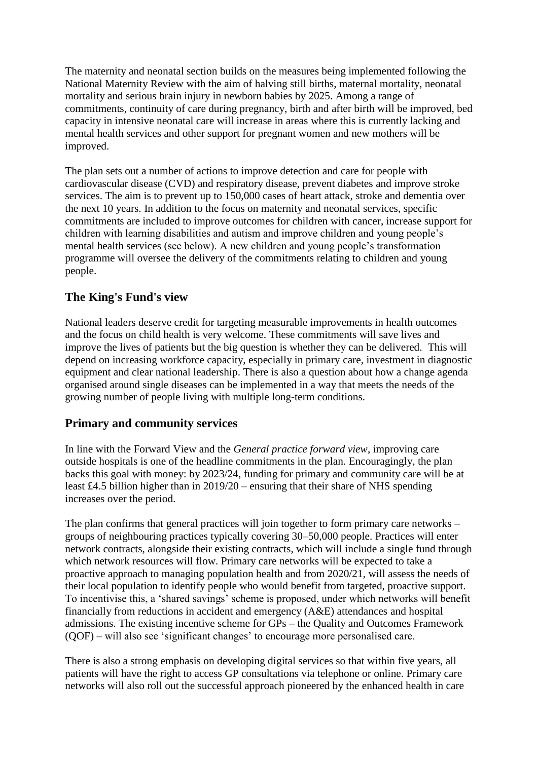The maternity and neonatal section builds on the measures being implemented following the National Maternity Review with the aim of halving still births, maternal mortality, neonatal mortality and serious brain injury in newborn babies by 2025. Among a range of commitments, continuity of care during pregnancy, birth and after birth will be improved, bed capacity in intensive neonatal care will increase in areas where this is currently lacking and mental health services and other support for pregnant women and new mothers will be improved.

The plan sets out a number of actions to improve detection and care for people with cardiovascular disease (CVD) and respiratory disease, prevent diabetes and improve stroke services. The aim is to prevent up to 150,000 cases of heart attack, stroke and dementia over the next 10 years. In addition to the focus on maternity and neonatal services, specific commitments are included to improve outcomes for children with cancer, increase support for children with learning disabilities and autism and improve children and young people's mental health services (see below). A new children and young people's transformation programme will oversee the delivery of the commitments relating to children and young people.

## The King's Fund's view

National leaders deserve credit for targeting measurable improvements in health outcomes and the focus on child health is very welcome. These commitments will save lives and improve the lives of patients but the big question is whether they can be delivered. This will depend on increasing workforce capacity, especially in primary care, investment in diagnostic equipment and clear national leadership. There is also a question about how a change agenda organised around single diseases can be implemented in a way that meets the needs of the growing number of people living with multiple long-term conditions.

## Primary and community services

In line with the Forward View and the *General practice forward view*, improving care outside hospitals is one of the headline commitments in the plan. Encouragingly, the plan backs this goal with money: by 2023/24, funding for primary and community care will be at least £4.5 billion higher than in 2019/20 – ensuring that their share of NHS spending increases over the period.

The plan confirms that general practices will join together to form primary care networks – groups of neighbouring practices typically covering 30–50,000 people. Practices will enter network contracts, alongside their existing contracts, which will include a single fund through which network resources will flow. Primary care networks will be expected to take a proactive approach to managing population health and from 2020/21, will assess the needs of their local population to identify people who would benefit from targeted, proactive support. To incentivise this, a 'shared savings' scheme is proposed, under which networks will benefit financially from reductions in accident and emergency (A&E) attendances and hospital admissions. The existing incentive scheme for GPs – the Quality and Outcomes Framework (QOF) – will also see 'significant changes' to encourage more personalised care.

There is also a strong emphasis on developing digital services so that within five years, all patients will have the right to access GP consultations via telephone or online. Primary care networks will also roll out the successful approach pioneered by the enhanced health in care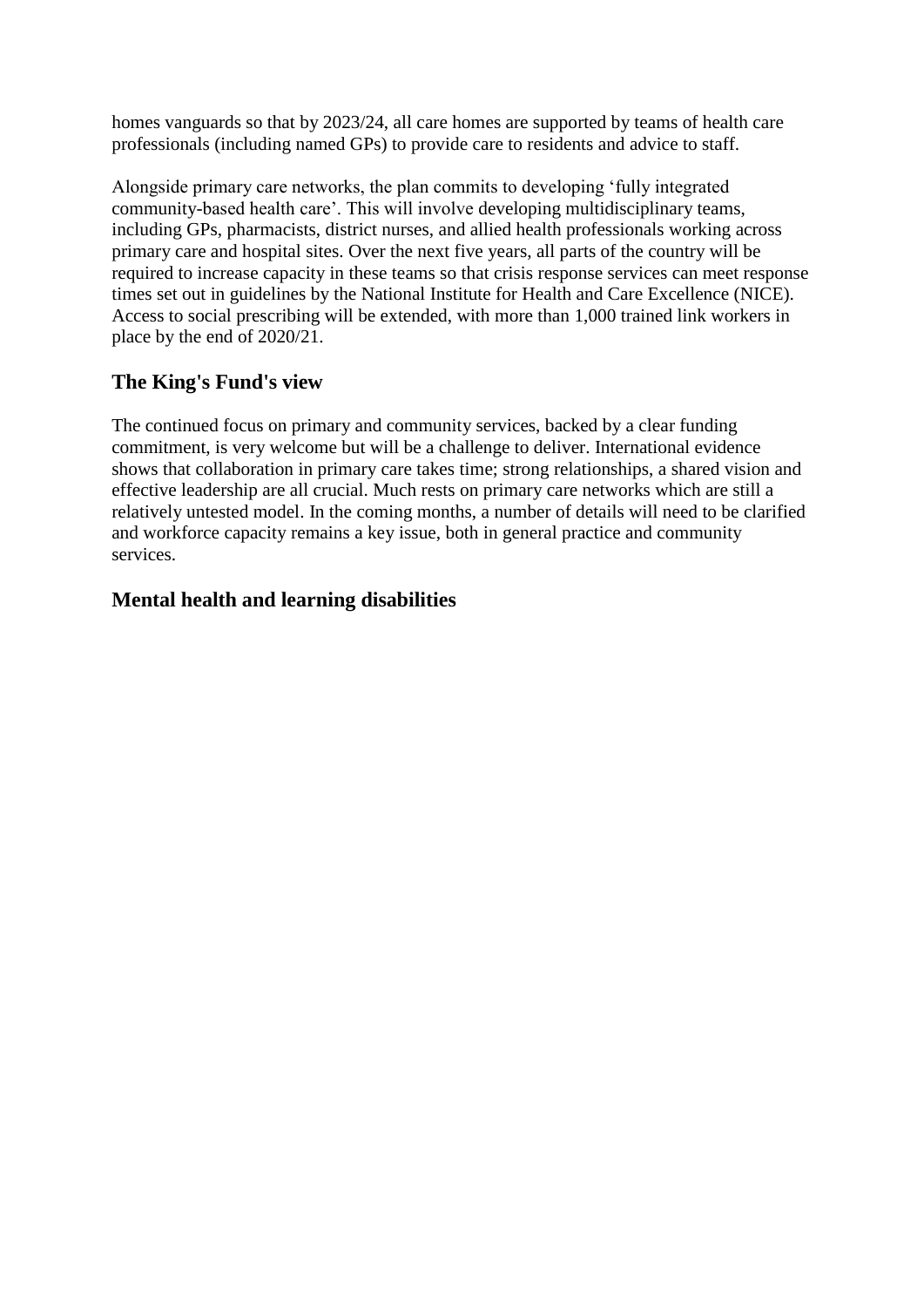homes vanguards so that by 2023/24, all care homes are supported by teams of health care professionals (including named GPs) to provide care to residents and advice to staff.

Alongside primary care networks, the plan commits to developing 'fully integrated community-based health care'. This will involve developing multidisciplinary teams, including GPs, pharmacists, district nurses, and allied health professionals working across primary care and hospital sites. Over the next five years, all parts of the country will be required to increase capacity in these teams so that crisis response services can meet response times set out in guidelines by the National Institute for Health and Care Excellence (NICE). Access to social prescribing will be extended, with more than 1,000 trained link workers in place by the end of 2020/21.

## The King's Fund's view

The continued focus on primary and community services, backed by a clear funding commitment, is very welcome but will be a challenge to deliver. International evidence shows that collaboration in primary care takes time; strong relationships, a shared vision and effective leadership are all crucial. Much rests on primary care networks which are still a relatively untested model. In the coming months, a number of details will need to be clarified and workforce capacity remains a key issue, both in general practice and community services.

## Mental health and learning disabilities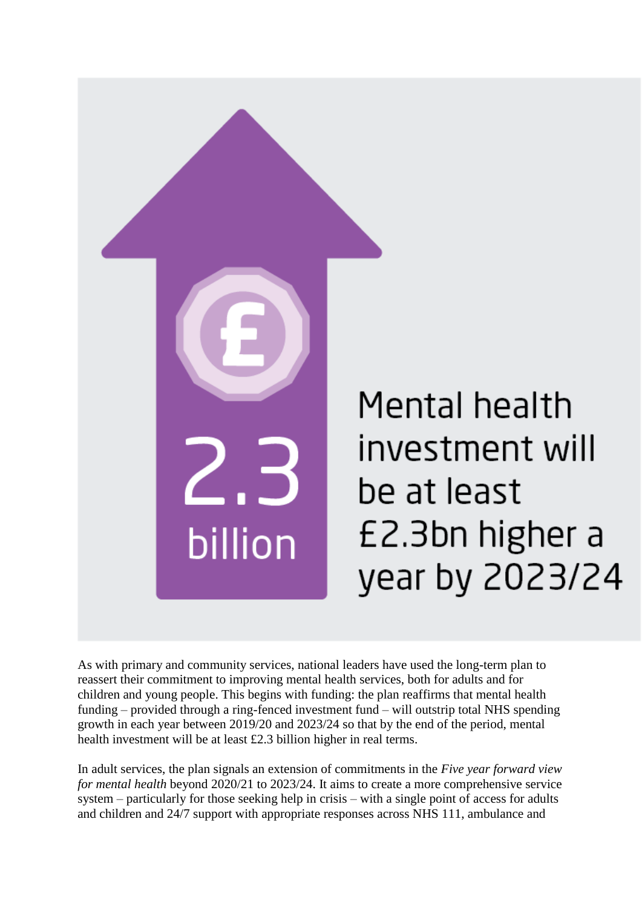2.3 billion

Mental health investment will be at least £2.3bn higher a year by 2023/24

As with primary and community services, national leaders have used the long-term plan to reassert their commitment to improving mental health services, both for adults and for children and young people. This begins with funding: the plan reaffirms that mental health funding – provided through a ring-fenced investment fund – will outstrip total NHS spending growth in each year between 2019/20 and 2023/24 so that by the end of the period, mental health investment will be at least £2.3 billion higher in real terms.

In adult services, the plan signals an extension of commitments in the *Five year forward view for mental health* beyond 2020/21 to 2023/24. It aims to create a more comprehensive service system – particularly for those seeking help in crisis – with a single point of access for adults and children and 24/7 support with appropriate responses across NHS 111, ambulance and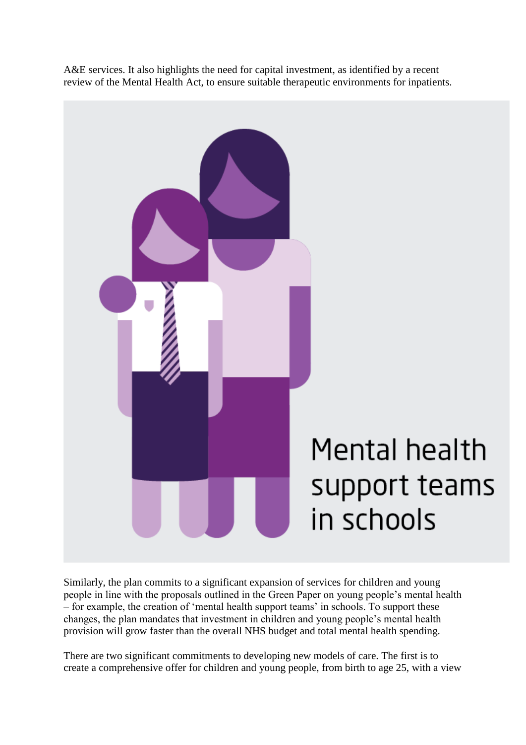A&E services. It also highlights the need for capital investment, as identified by a recent review of the Mental Health Act, to ensure suitable therapeutic environments for inpatients.

Mental health support teams in schools

Similarly, the plan commits to a significant expansion of services for children and young people in line with the proposals outlined in the Green Paper on young people's mental health – for example, the creation of 'mental health support teams' in schools. To support these changes, the plan mandates that investment in children and young people's mental health provision will grow faster than the overall NHS budget and total mental health spending.

There are two significant commitments to developing new models of care. The first is to create a comprehensive offer for children and young people, from birth to age 25, with a view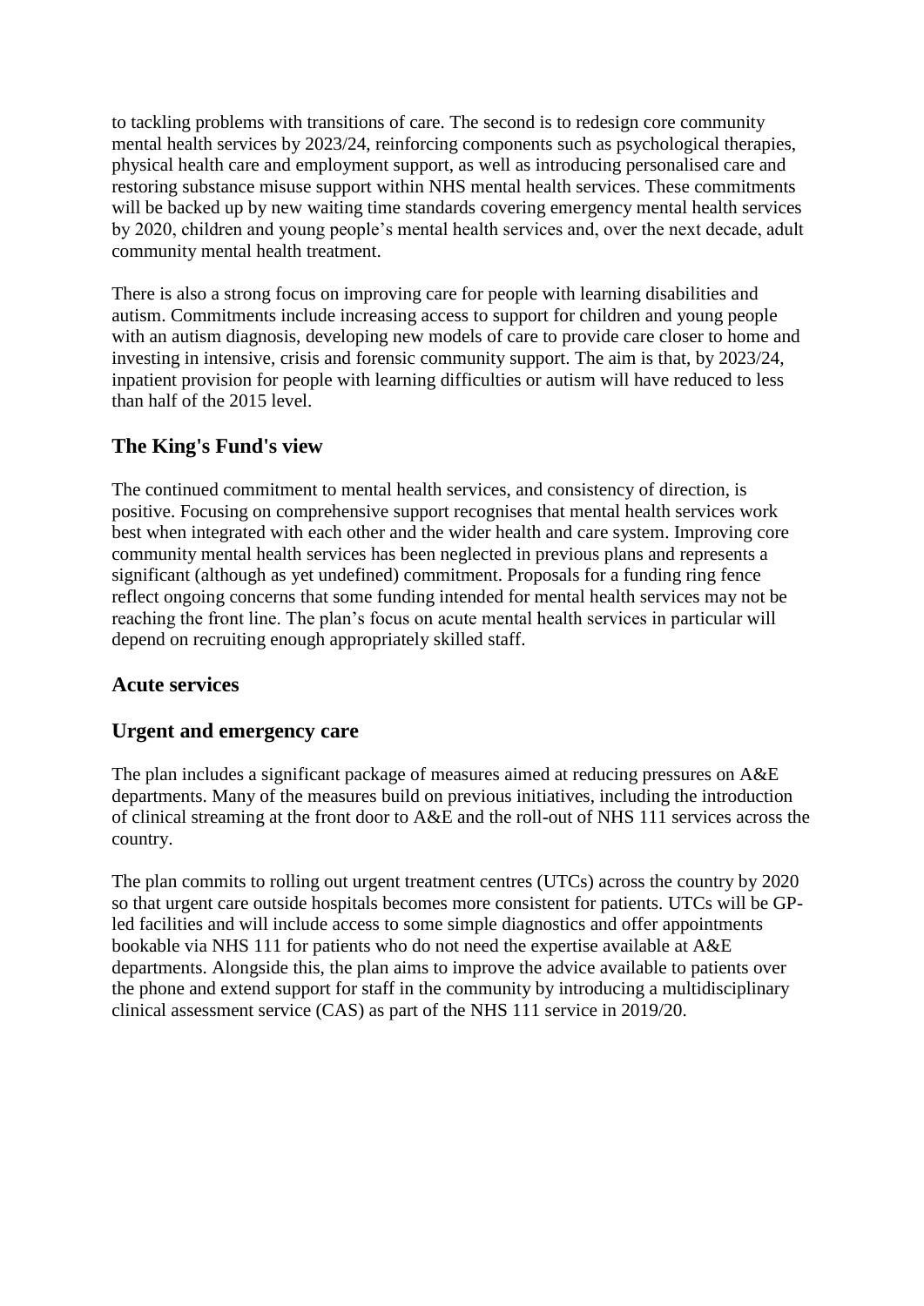to tackling problems with transitions of care. The second is to redesign core community mental health services by 2023/24, reinforcing components such as psychological therapies, physical health care and employment support, as well as introducing personalised care and restoring substance misuse support within NHS mental health services. These commitments will be backed up by new waiting time standards covering emergency mental health services by 2020, children and young people's mental health services and, over the next decade, adult community mental health treatment.

There is also a strong focus on improving care for people with learning disabilities and autism. Commitments include increasing access to support for children and young people with an autism diagnosis, developing new models of care to provide care closer to home and investing in intensive, crisis and forensic community support. The aim is that, by 2023/24, inpatient provision for people with learning difficulties or autism will have reduced to less than half of the 2015 level.

## The King's Fund's view

The continued commitment to mental health services, and consistency of direction, is positive. Focusing on comprehensive support recognises that mental health services work best when integrated with each other and the wider health and care system. Improving core community mental health services has been neglected in previous plans and represents a significant (although as yet undefined) commitment. Proposals for a funding ring fence reflect ongoing concerns that some funding intended for mental health services may not be reaching the front line. The plan's focus on acute mental health services in particular will depend on recruiting enough appropriately skilled staff.

## Acute services

## Urgent and emergency care

The plan includes a significant package of measures aimed at reducing pressures on A&E departments. Many of the measures build on previous initiatives, including the introduction of clinical streaming at the front door to A&E and the roll-out of NHS 111 services across the country.

The plan commits to rolling out urgent treatment centres (UTCs) across the country by 2020 so that urgent care outside hospitals becomes more consistent for patients. UTCs will be GP-led facilities and will include access to some simple diagnostics and offer appointments bookable via NHS 111 for patients who do not need the expertise available at A&E departments. Alongside this, the plan aims to improve the advice available to patients over the phone and extend support for staff in the community by introducing a multidisciplinary clinical assessment service (CAS) as part of the NHS 111 service in 2019/20.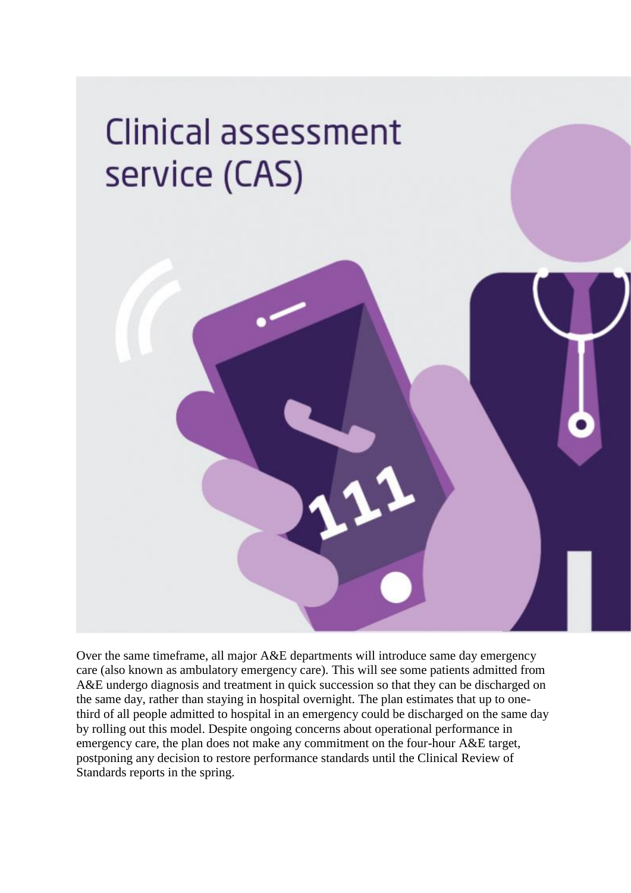Over the same timeframe, all major A&E departments will introduce same day emergency care (also known as ambulatory emergency care). This will see some patients admitted from A&E undergo diagnosis and treatment in quick succession so that they can be discharged on the same day, rather than staying in hospital overnight. The plan estimates that up to one-third of all people admitted to hospital in an emergency could be discharged on the same day by rolling out this model. Despite ongoing concerns about operational performance in emergency care, the plan does not make any commitment on the four-hour A&E target, postponing any decision to restore performance standards until the Clinical Review of Standards reports in the spring.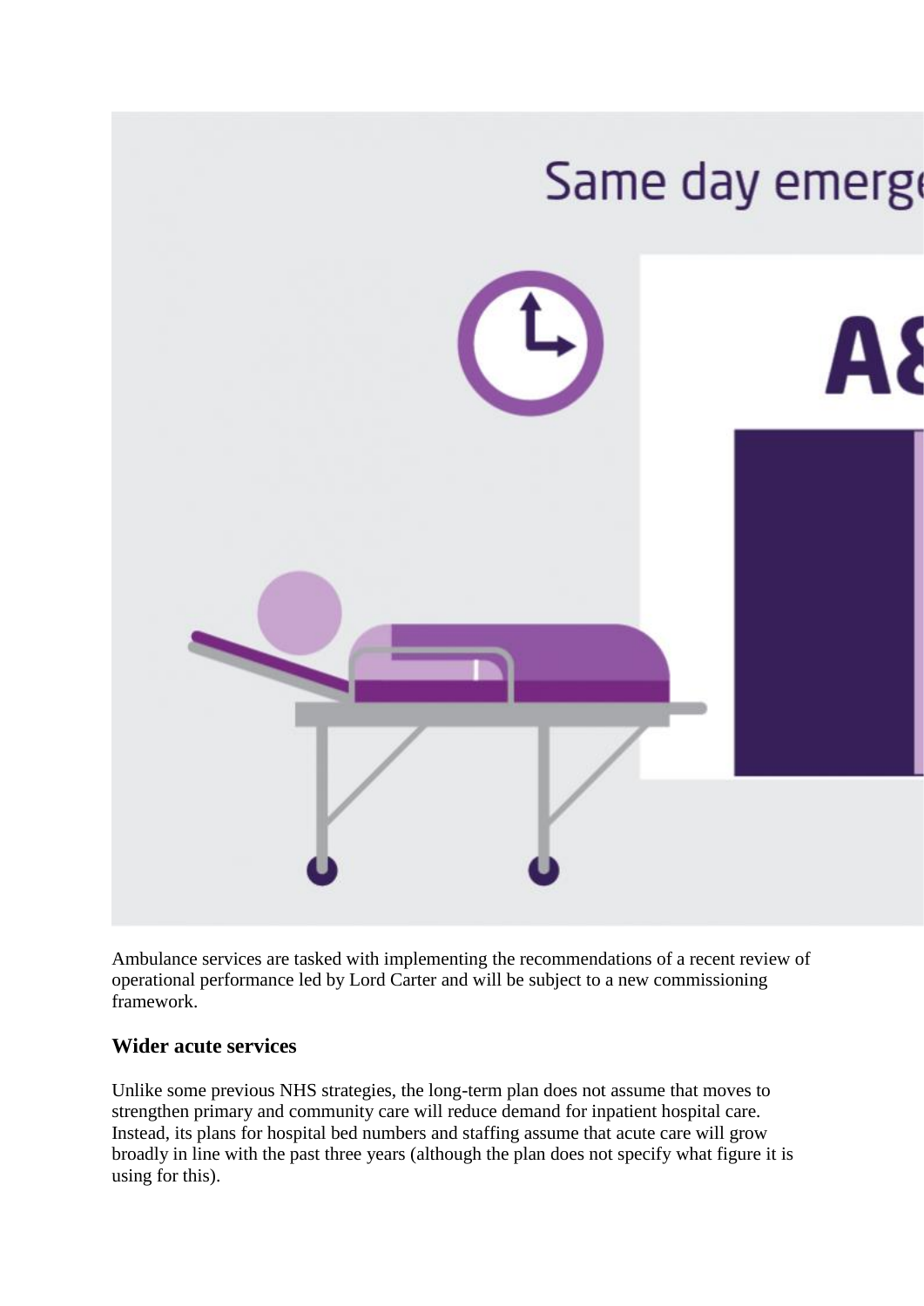Same day emerg

A8

Ambulance services are tasked with implementing the recommendations of a recent review of operational performance led by Lord Carter and will be subject to a new commissioning framework.

### Wider acute services

Unlike some previous NHS strategies, the long-term plan does not assume that moves to strengthen primary and community care will reduce demand for inpatient hospital care. Instead, its plans for hospital bed numbers and staffing assume that acute care will grow broadly in line with the past three years (although the plan does not specify what figure it is using for this).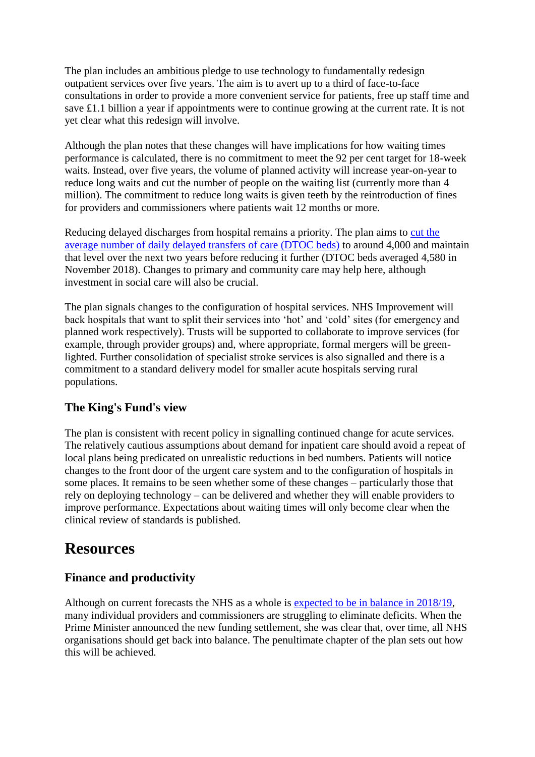The plan includes an ambitious pledge to use technology to fundamentally redesign outpatient services over five years. The aim is to avert up to a third of face-to-face consultations in order to provide a more convenient service for patients, free up staff time and save £1.1 billion a year if appointments were to continue growing at the current rate. It is not yet clear what this redesign will involve.

Although the plan notes that these changes will have implications for how waiting times performance is calculated, there is no commitment to meet the 92 per cent target for 18-week waits. Instead, over five years, the volume of planned activity will increase year-on-year to reduce long waits and cut the number of people on the waiting list (currently more than 4 million). The commitment to reduce long waits is given teeth by the reintroduction of fines for providers and commissioners where patients wait 12 months or more.

Reducing delayed discharges from hospital remains a priority. The plan aims to cut the average number of daily delayed transfers of care (DTOC beds) to around 4,000 and maintain that level over the next two years before reducing it further (DTOC beds averaged 4,580 in November 2018). Changes to primary and community care may help here, although investment in social care will also be crucial.

The plan signals changes to the configuration of hospital services. NHS Improvement will back hospitals that want to split their services into 'hot' and 'cold' sites (for emergency and planned work respectively). Trusts will be supported to collaborate to improve services (for example, through provider groups) and, where appropriate, formal mergers will be green-lighted. Further consolidation of specialist stroke services is also signalled and there is a commitment to a standard delivery model for smaller acute hospitals serving rural populations.

### The King's Fund's view

The plan is consistent with recent policy in signalling continued change for acute services. The relatively cautious assumptions about demand for inpatient care should avoid a repeat of local plans being predicated on unrealistic reductions in bed numbers. Patients will notice changes to the front door of the urgent care system and to the configuration of hospitals in some places. It remains to be seen whether some of these changes – particularly those that rely on deploying technology – can be delivered and whether they will enable providers to improve performance. Expectations about waiting times will only become clear when the clinical review of standards is published.

## Resources

### Finance and productivity

Although on current forecasts the NHS as a whole is expected to be in balance in 2018/19, many individual providers and commissioners are struggling to eliminate deficits. When the Prime Minister announced the new funding settlement, she was clear that, over time, all NHS organisations should get back into balance. The penultimate chapter of the plan sets out how this will be achieved.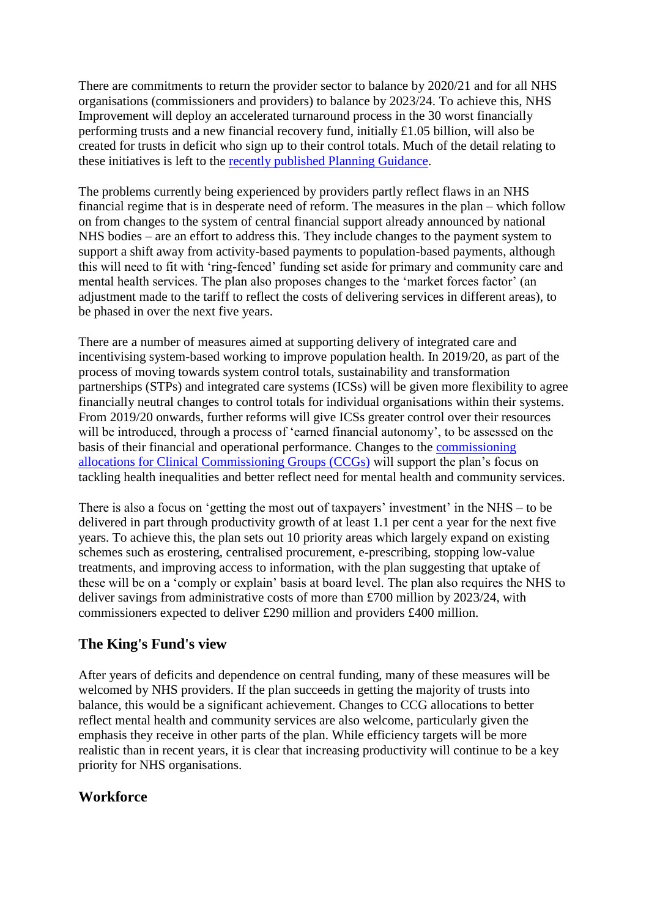There are commitments to return the provider sector to balance by 2020/21 and for all NHS organisations (commissioners and providers) to balance by 2023/24. To achieve this, NHS Improvement will deploy an accelerated turnaround process in the 30 worst financially performing trusts and a new financial recovery fund, initially £1.05 billion, will also be created for trusts in deficit who sign up to their control totals. Much of the detail relating to these initiatives is left to the [recently published Planning Guidance](recently published Planning Guidance).

The problems currently being experienced by providers partly reflect flaws in an NHS financial regime that is in desperate need of reform. The measures in the plan – which follow on from changes to the system of central financial support already announced by national NHS bodies – are an effort to address this. They include changes to the payment system to support a shift away from activity-based payments to population-based payments, although this will need to fit with 'ring-fenced' funding set aside for primary and community care and mental health services. The plan also proposes changes to the 'market forces factor' (an adjustment made to the tariff to reflect the costs of delivering services in different areas), to be phased in over the next five years.

There are a number of measures aimed at supporting delivery of integrated care and incentivising system-based working to improve population health. In 2019/20, as part of the process of moving towards system control totals, sustainability and transformation partnerships (STPs) and integrated care systems (ICSs) will be given more flexibility to agree financially neutral changes to control totals for individual organisations within their systems. From 2019/20 onwards, further reforms will give ICSs greater control over their resources will be introduced, through a process of 'earned financial autonomy', to be assessed on the basis of their financial and operational performance. Changes to the commissioning allocations for Clinical Commissioning Groups (CCGs) will support the plan's focus on tackling health inequalities and better reflect need for mental health and community services.

There is also a focus on 'getting the most out of taxpayers' investment' in the NHS – to be delivered in part through productivity growth of at least 1.1 per cent a year for the next five years. To achieve this, the plan sets out 10 priority areas which largely expand on existing schemes such as erostering, centralised procurement, e-prescribing, stopping low-value treatments, and improving access to information, with the plan suggesting that uptake of these will be on a 'comply or explain' basis at board level. The plan also requires the NHS to deliver savings from administrative costs of more than £700 million by 2023/24, with commissioners expected to deliver £290 million and providers £400 million.

## The King's Fund's view

After years of deficits and dependence on central funding, many of these measures will be welcomed by NHS providers. If the plan succeeds in getting the majority of trusts into balance, this would be a significant achievement. Changes to CCG allocations to better reflect mental health and community services are also welcome, particularly given the emphasis they receive in other parts of the plan. While efficiency targets will be more realistic than in recent years, it is clear that increasing productivity will continue to be a key priority for NHS organisations.

## Workforce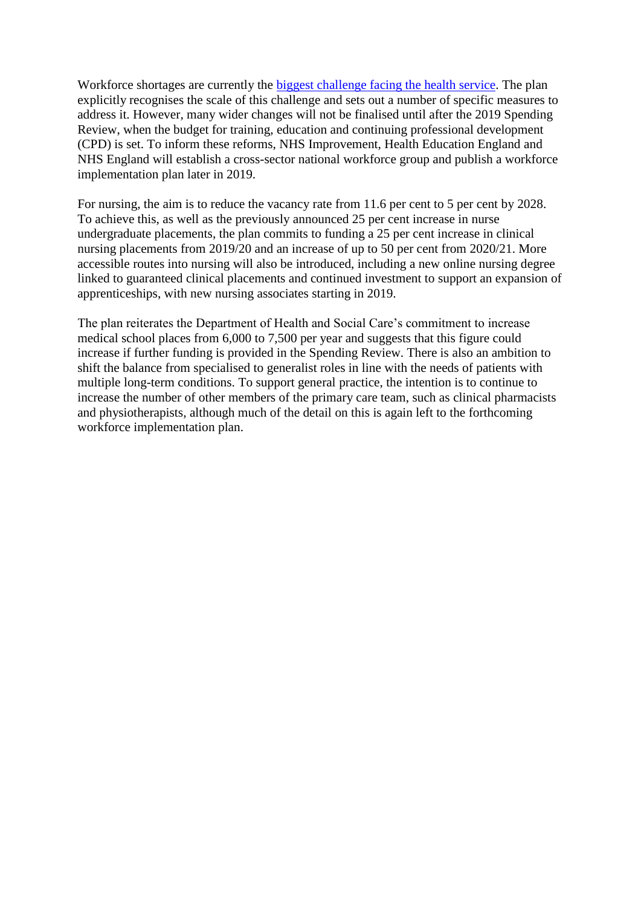Workforce shortages are currently the [biggest challenge facing the health service](). The plan explicitly recognises the scale of this challenge and sets out a number of specific measures to address it. However, many wider changes will not be finalised until after the 2019 Spending Review, when the budget for training, education and continuing professional development (CPD) is set. To inform these reforms, NHS Improvement, Health Education England and NHS England will establish a cross-sector national workforce group and publish a workforce implementation plan later in 2019.

For nursing, the aim is to reduce the vacancy rate from 11.6 per cent to 5 per cent by 2028. To achieve this, as well as the previously announced 25 per cent increase in nurse undergraduate placements, the plan commits to funding a 25 per cent increase in clinical nursing placements from 2019/20 and an increase of up to 50 per cent from 2020/21. More accessible routes into nursing will also be introduced, including a new online nursing degree linked to guaranteed clinical placements and continued investment to support an expansion of apprenticeships, with new nursing associates starting in 2019.

The plan reiterates the Department of Health and Social Care's commitment to increase medical school places from 6,000 to 7,500 per year and suggests that this figure could increase if further funding is provided in the Spending Review. There is also an ambition to shift the balance from specialised to generalist roles in line with the needs of patients with multiple long-term conditions. To support general practice, the intention is to continue to increase the number of other members of the primary care team, such as clinical pharmacists and physiotherapists, although much of the detail on this is again left to the forthcoming workforce implementation plan.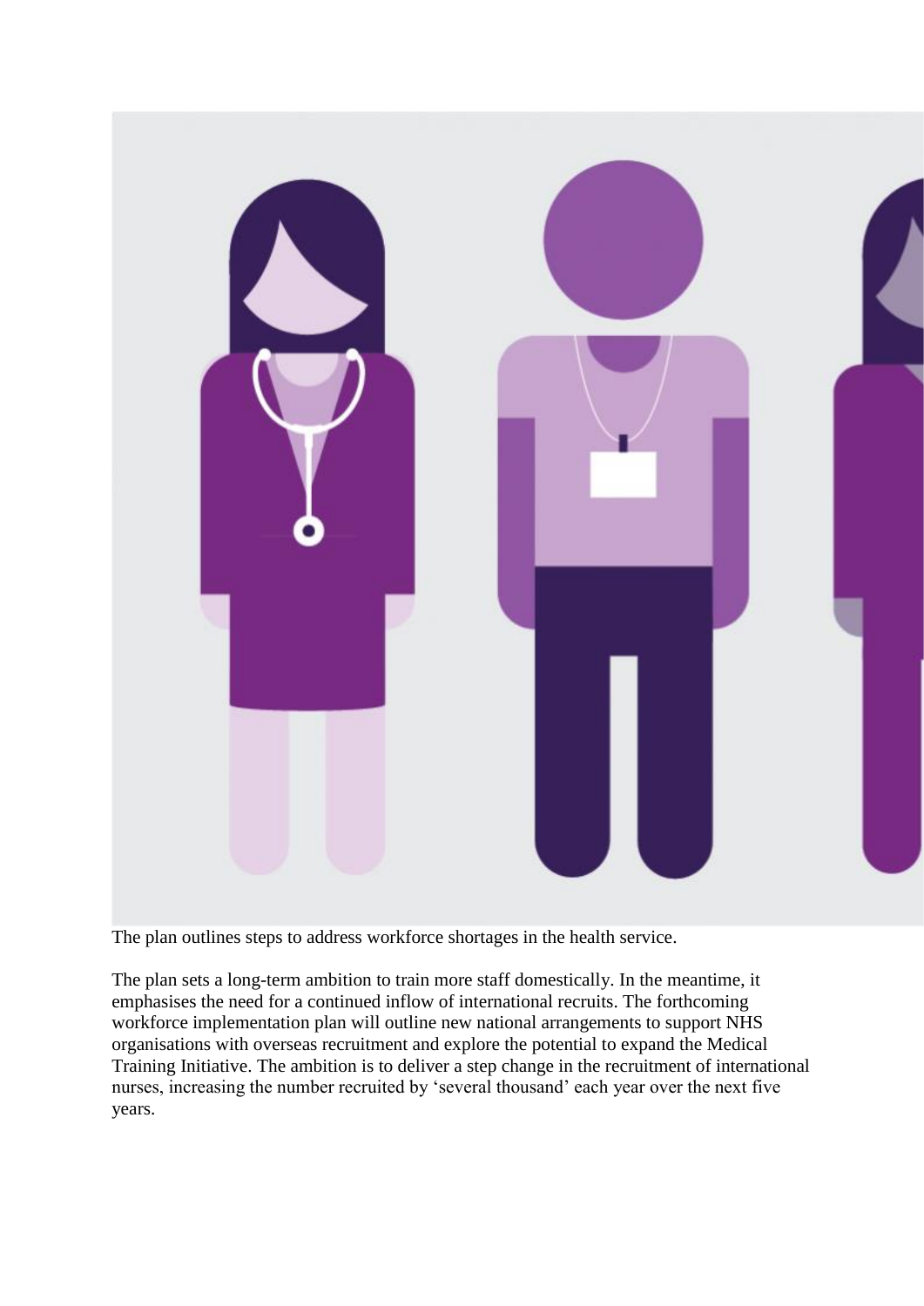The plan outlines steps to address workforce shortages in the health service.

The plan sets a long-term ambition to train more staff domestically. In the meantime, it emphasises the need for a continued inflow of international recruits. The forthcoming workforce implementation plan will outline new national arrangements to support NHS organisations with overseas recruitment and explore the potential to expand the Medical Training Initiative. The ambition is to deliver a step change in the recruitment of international nurses, increasing the number recruited by 'several thousand' each year over the next five years.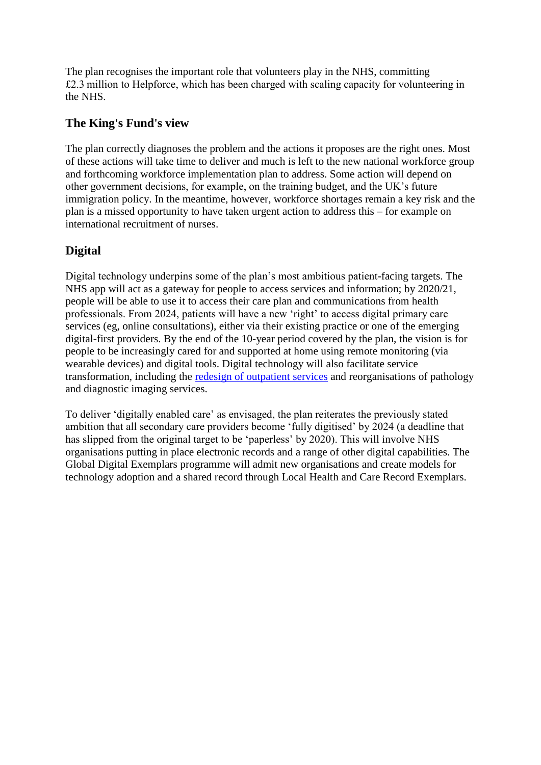The plan recognises the important role that volunteers play in the NHS, committing £2.3 million to Helpforce, which has been charged with scaling capacity for volunteering in the NHS.

### The King's Fund's view

The plan correctly diagnoses the problem and the actions it proposes are the right ones. Most of these actions will take time to deliver and much is left to the new national workforce group and forthcoming workforce implementation plan to address. Some action will depend on other government decisions, for example, on the training budget, and the UK's future immigration policy. In the meantime, however, workforce shortages remain a key risk and the plan is a missed opportunity to have taken urgent action to address this – for example on international recruitment of nurses.

## Digital

Digital technology underpins some of the plan's most ambitious patient-facing targets. The NHS app will act as a gateway for people to access services and information; by 2020/21, people will be able to use it to access their care plan and communications from health professionals. From 2024, patients will have a new 'right' to access digital primary care services (eg, online consultations), either via their existing practice or one of the emerging digital-first providers. By the end of the 10-year period covered by the plan, the vision is for people to be increasingly cared for and supported at home using remote monitoring (via wearable devices) and digital tools. Digital technology will also facilitate service transformation, including the redesign of outpatient services and reorganisations of pathology and diagnostic imaging services.

To deliver 'digitally enabled care' as envisaged, the plan reiterates the previously stated ambition that all secondary care providers become 'fully digitised' by 2024 (a deadline that has slipped from the original target to be 'paperless' by 2020). This will involve NHS organisations putting in place electronic records and a range of other digital capabilities. The Global Digital Exemplars programme will admit new organisations and create models for technology adoption and a shared record through Local Health and Care Record Exemplars.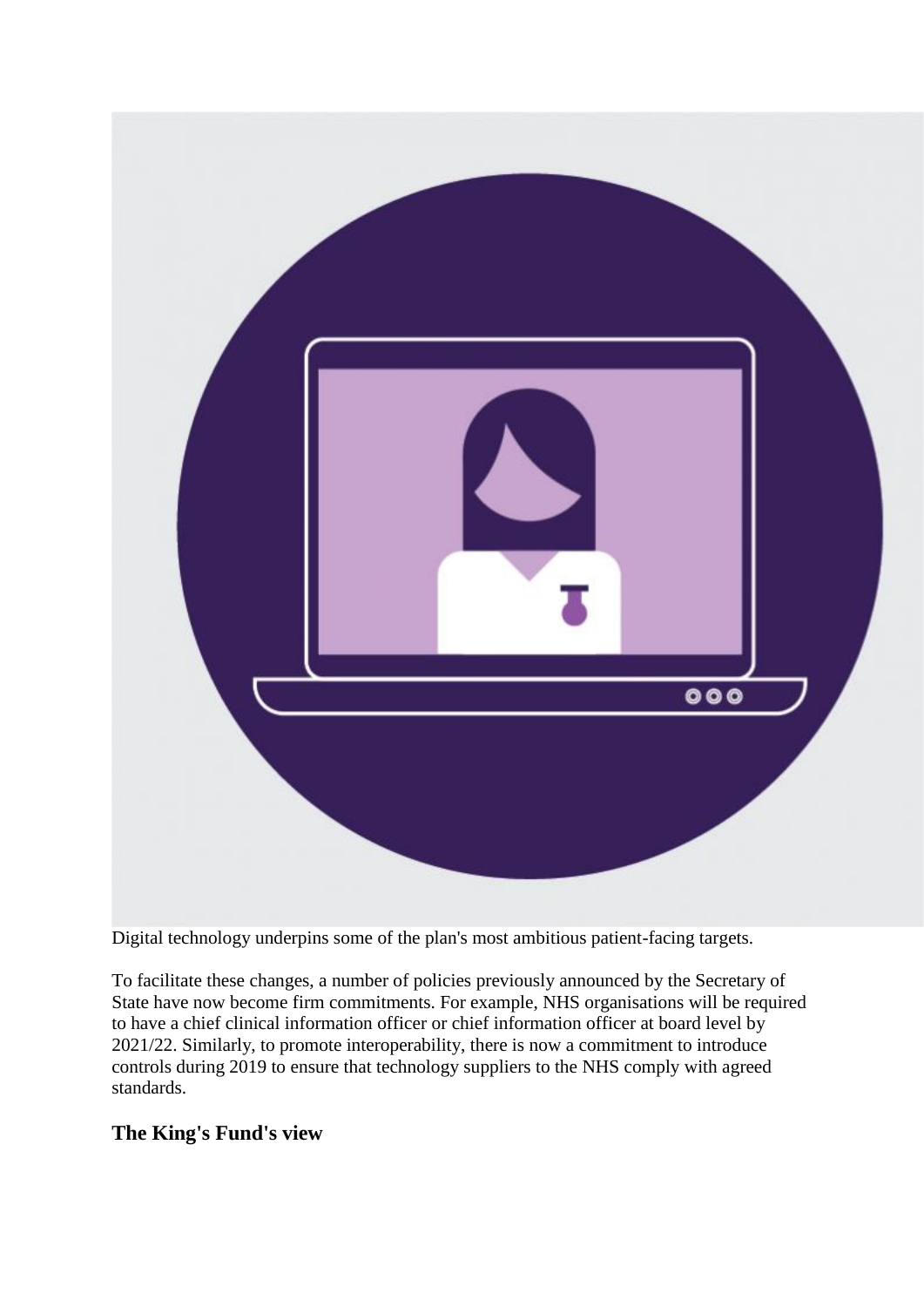Digital technology underpins some of the plan's most ambitious patient-facing targets.

To facilitate these changes, a number of policies previously announced by the Secretary of State have now become firm commitments. For example, NHS organisations will be required to have a chief clinical information officer or chief information officer at board level by 2021/22. Similarly, to promote interoperability, there is now a commitment to introduce controls during 2019 to ensure that technology suppliers to the NHS comply with agreed standards.

## The King's Fund's view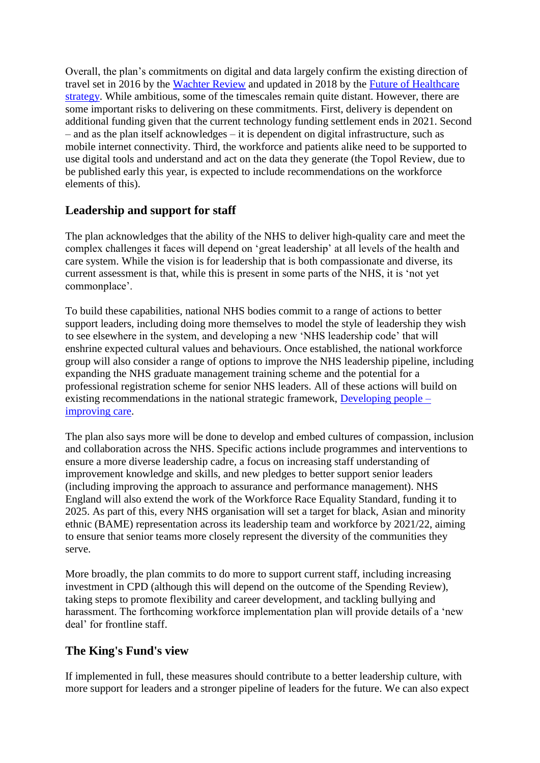Overall, the plan's commitments on digital and data largely confirm the existing direction of travel set in 2016 by the Wachter Review and updated in 2018 by the Future of Healthcare strategy. While ambitious, some of the timescales remain quite distant. However, there are some important risks to delivering on these commitments. First, delivery is dependent on additional funding given that the current technology funding settlement ends in 2021. Second – and as the plan itself acknowledges – it is dependent on digital infrastructure, such as mobile internet connectivity. Third, the workforce and patients alike need to be supported to use digital tools and understand and act on the data they generate (the Topol Review, due to be published early this year, is expected to include recommendations on the workforce elements of this).

## Leadership and support for staff

The plan acknowledges that the ability of the NHS to deliver high-quality care and meet the complex challenges it faces will depend on 'great leadership' at all levels of the health and care system. While the vision is for leadership that is both compassionate and diverse, its current assessment is that, while this is present in some parts of the NHS, it is 'not yet commonplace'.

To build these capabilities, national NHS bodies commit to a range of actions to better support leaders, including doing more themselves to model the style of leadership they wish to see elsewhere in the system, and developing a new 'NHS leadership code' that will enshrine expected cultural values and behaviours. Once established, the national workforce group will also consider a range of options to improve the NHS leadership pipeline, including expanding the NHS graduate management training scheme and the potential for a professional registration scheme for senior NHS leaders. All of these actions will build on existing recommendations in the national strategic framework, Developing people – improving care.

The plan also says more will be done to develop and embed cultures of compassion, inclusion and collaboration across the NHS. Specific actions include programmes and interventions to ensure a more diverse leadership cadre, a focus on increasing staff understanding of improvement knowledge and skills, and new pledges to better support senior leaders (including improving the approach to assurance and performance management). NHS England will also extend the work of the Workforce Race Equality Standard, funding it to 2025. As part of this, every NHS organisation will set a target for black, Asian and minority ethnic (BAME) representation across its leadership team and workforce by 2021/22, aiming to ensure that senior teams more closely represent the diversity of the communities they serve.

More broadly, the plan commits to do more to support current staff, including increasing investment in CPD (although this will depend on the outcome of the Spending Review), taking steps to promote flexibility and career development, and tackling bullying and harassment. The forthcoming workforce implementation plan will provide details of a 'new deal' for frontline staff.

## The King's Fund's view

If implemented in full, these measures should contribute to a better leadership culture, with more support for leaders and a stronger pipeline of leaders for the future. We can also expect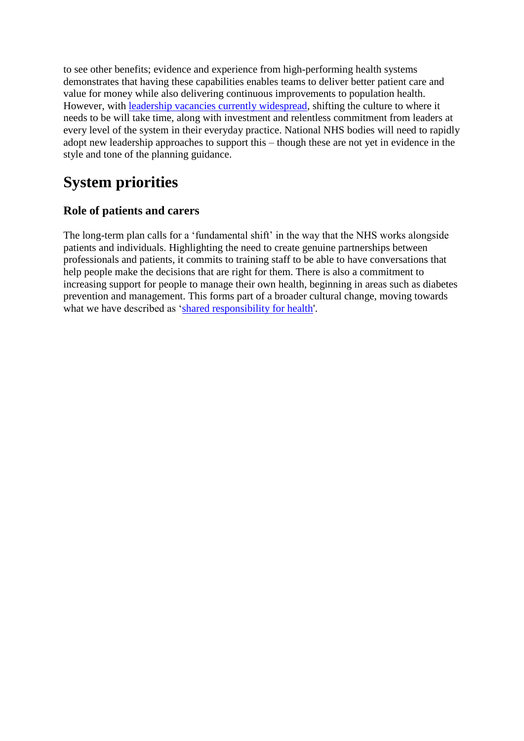to see other benefits; evidence and experience from high-performing health systems demonstrates that having these capabilities enables teams to deliver better patient care and value for money while also delivering continuous improvements to population health. However, with leadership vacancies currently widespread, shifting the culture to where it needs to be will take time, along with investment and relentless commitment from leaders at every level of the system in their everyday practice. National NHS bodies will need to rapidly adopt new leadership approaches to support this – though these are not yet in evidence in the style and tone of the planning guidance.

# System priorities

## Role of patients and carers

The long-term plan calls for a 'fundamental shift' in the way that the NHS works alongside patients and individuals. Highlighting the need to create genuine partnerships between professionals and patients, it commits to training staff to be able to have conversations that help people make the decisions that are right for them. There is also a commitment to increasing support for people to manage their own health, beginning in areas such as diabetes prevention and management. This forms part of a broader cultural change, moving towards what we have described as 'shared responsibility for health'.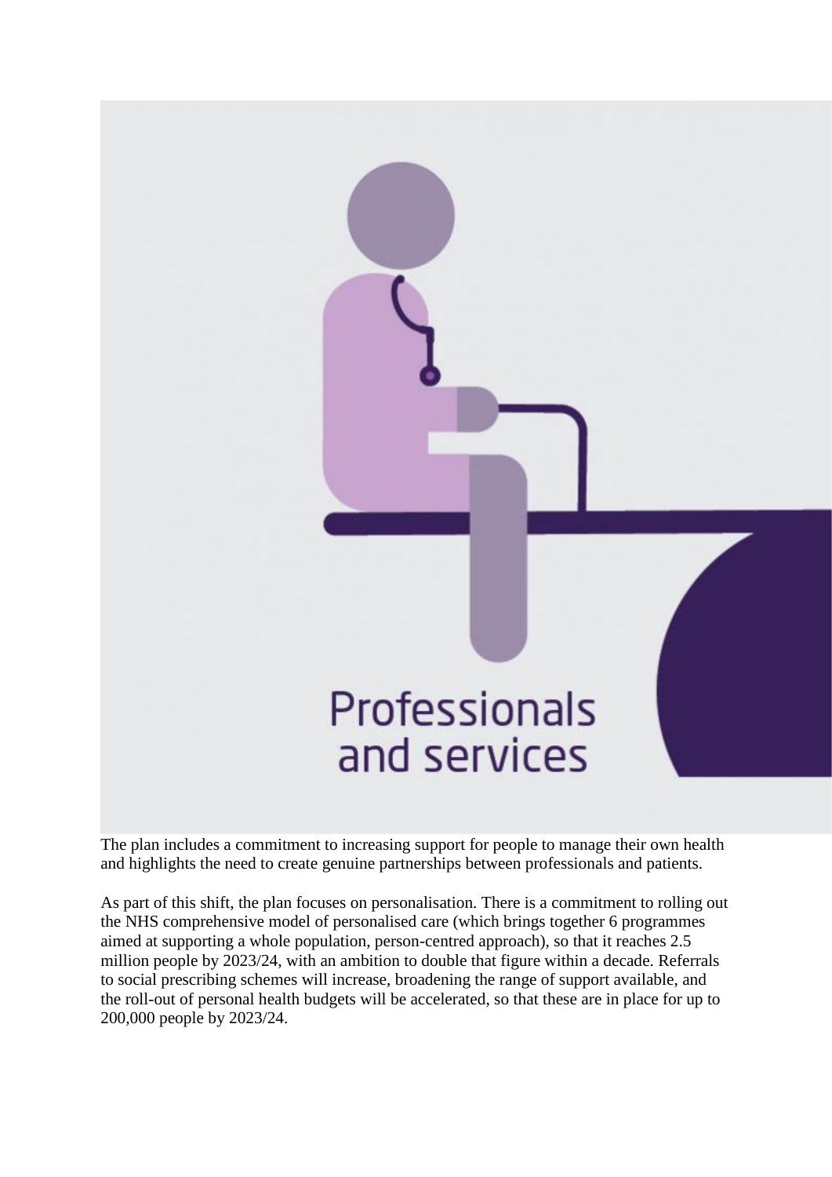Professionals and services

The plan includes a commitment to increasing support for people to manage their own health and highlights the need to create genuine partnerships between professionals and patients.

As part of this shift, the plan focuses on personalisation. There is a commitment to rolling out the NHS comprehensive model of personalised care (which brings together 6 programmes aimed at supporting a whole population, person-centred approach), so that it reaches 2.5 million people by 2023/24, with an ambition to double that figure within a decade. Referrals to social prescribing schemes will increase, broadening the range of support available, and the roll-out of personal health budgets will be accelerated, so that these are in place for up to 200,000 people by 2023/24.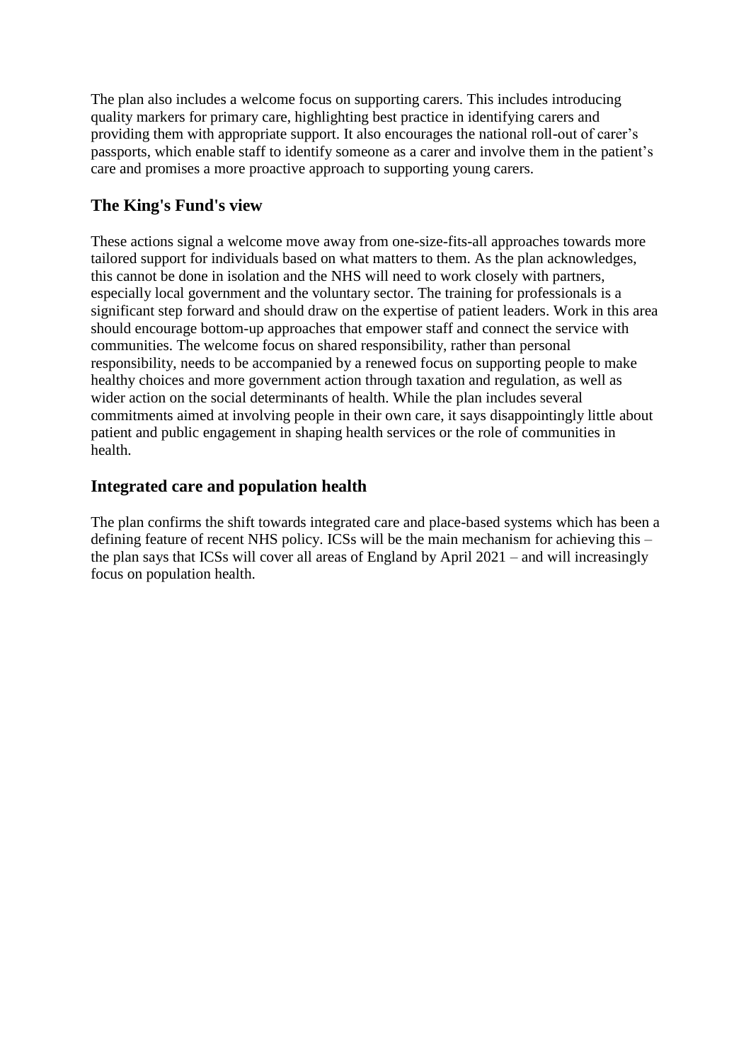The plan also includes a welcome focus on supporting carers. This includes introducing quality markers for primary care, highlighting best practice in identifying carers and providing them with appropriate support. It also encourages the national roll-out of carer's passports, which enable staff to identify someone as a carer and involve them in the patient's care and promises a more proactive approach to supporting young carers.

## The King's Fund's view

These actions signal a welcome move away from one-size-fits-all approaches towards more tailored support for individuals based on what matters to them. As the plan acknowledges, this cannot be done in isolation and the NHS will need to work closely with partners, especially local government and the voluntary sector. The training for professionals is a significant step forward and should draw on the expertise of patient leaders. Work in this area should encourage bottom-up approaches that empower staff and connect the service with communities. The welcome focus on shared responsibility, rather than personal responsibility, needs to be accompanied by a renewed focus on supporting people to make healthy choices and more government action through taxation and regulation, as well as wider action on the social determinants of health. While the plan includes several commitments aimed at involving people in their own care, it says disappointingly little about patient and public engagement in shaping health services or the role of communities in health.

## Integrated care and population health

The plan confirms the shift towards integrated care and place-based systems which has been a defining feature of recent NHS policy. ICSs will be the main mechanism for achieving this – the plan says that ICSs will cover all areas of England by April 2021 – and will increasingly focus on population health.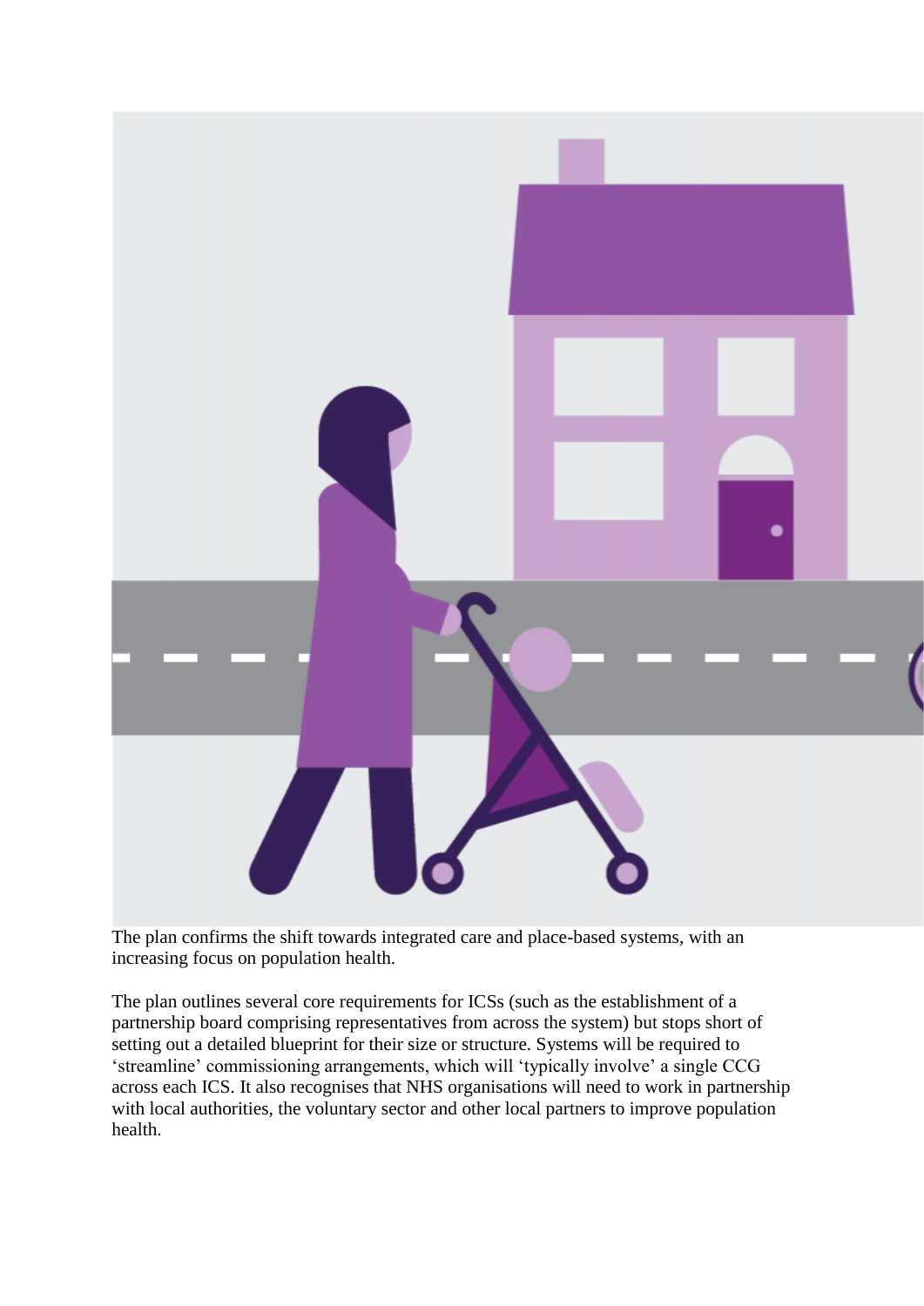The plan confirms the shift towards integrated care and place-based systems, with an increasing focus on population health.

The plan outlines several core requirements for ICSs (such as the establishment of a partnership board comprising representatives from across the system) but stops short of setting out a detailed blueprint for their size or structure. Systems will be required to 'streamline' commissioning arrangements, which will 'typically involve' a single CCG across each ICS. It also recognises that NHS organisations will need to work in partnership with local authorities, the voluntary sector and other local partners to improve population health.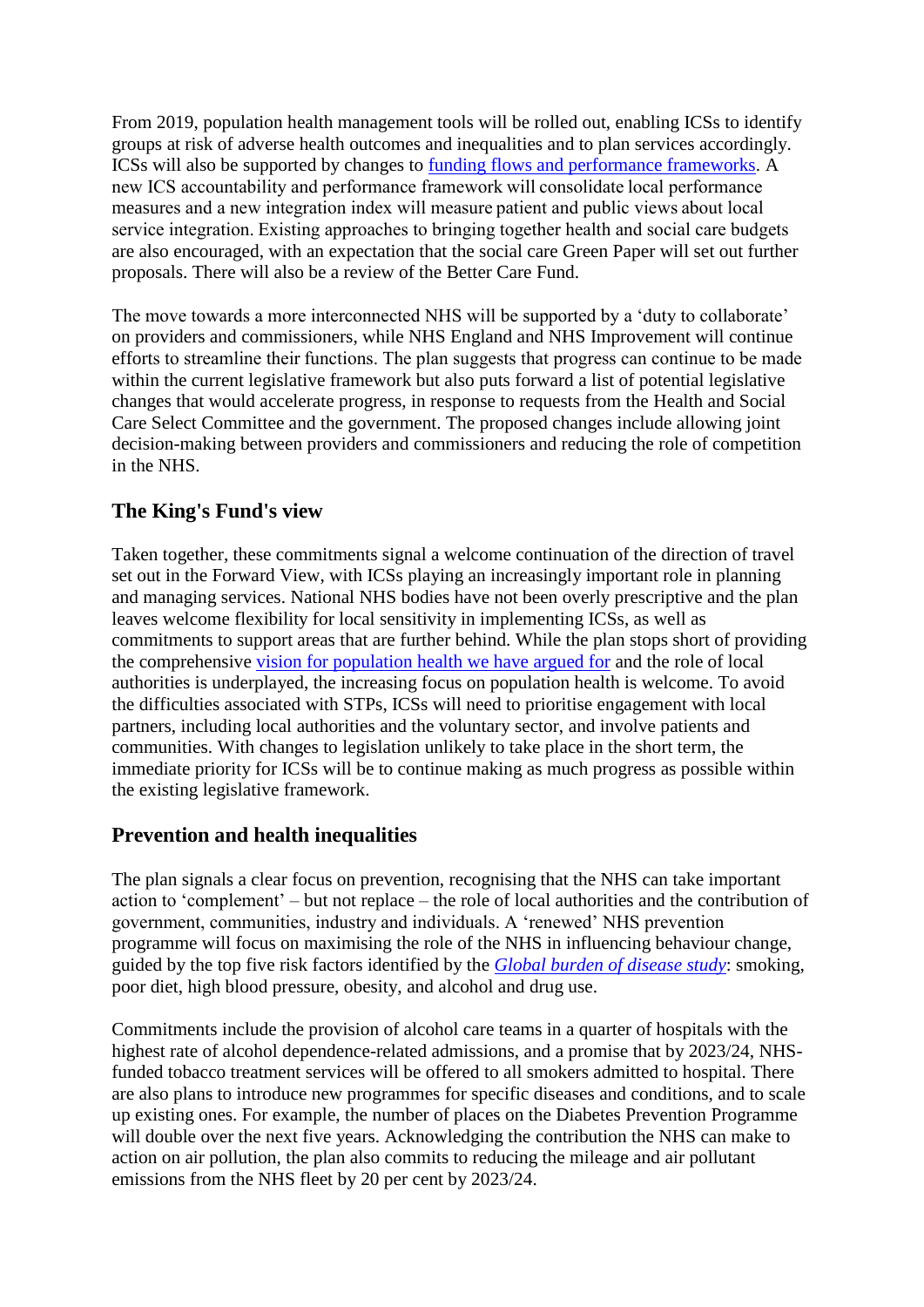From 2019, population health management tools will be rolled out, enabling ICSs to identify groups at risk of adverse health outcomes and inequalities and to plan services accordingly. ICSs will also be supported by changes to funding flows and performance frameworks. A new ICS accountability and performance framework will consolidate local performance measures and a new integration index will measure patient and public views about local service integration. Existing approaches to bringing together health and social care budgets are also encouraged, with an expectation that the social care Green Paper will set out further proposals. There will also be a review of the Better Care Fund.

The move towards a more interconnected NHS will be supported by a 'duty to collaborate' on providers and commissioners, while NHS England and NHS Improvement will continue efforts to streamline their functions. The plan suggests that progress can continue to be made within the current legislative framework but also puts forward a list of potential legislative changes that would accelerate progress, in response to requests from the Health and Social Care Select Committee and the government. The proposed changes include allowing joint decision-making between providers and commissioners and reducing the role of competition in the NHS.

## The King's Fund's view

Taken together, these commitments signal a welcome continuation of the direction of travel set out in the Forward View, with ICSs playing an increasingly important role in planning and managing services. National NHS bodies have not been overly prescriptive and the plan leaves welcome flexibility for local sensitivity in implementing ICSs, as well as commitments to support areas that are further behind. While the plan stops short of providing the comprehensive vision for population health we have argued for and the role of local authorities is underplayed, the increasing focus on population health is welcome. To avoid the difficulties associated with STPs, ICSs will need to prioritise engagement with local partners, including local authorities and the voluntary sector, and involve patients and communities. With changes to legislation unlikely to take place in the short term, the immediate priority for ICSs will be to continue making as much progress as possible within the existing legislative framework.

## Prevention and health inequalities

The plan signals a clear focus on prevention, recognising that the NHS can take important action to 'complement' – but not replace – the role of local authorities and the contribution of government, communities, industry and individuals. A 'renewed' NHS prevention programme will focus on maximising the role of the NHS in influencing behaviour change, guided by the top five risk factors identified by the *Global burden of disease study*: smoking, poor diet, high blood pressure, obesity, and alcohol and drug use.

Commitments include the provision of alcohol care teams in a quarter of hospitals with the highest rate of alcohol dependence-related admissions, and a promise that by 2023/24, NHS-funded tobacco treatment services will be offered to all smokers admitted to hospital. There are also plans to introduce new programmes for specific diseases and conditions, and to scale up existing ones. For example, the number of places on the Diabetes Prevention Programme will double over the next five years. Acknowledging the contribution the NHS can make to action on air pollution, the plan also commits to reducing the mileage and air pollutant emissions from the NHS fleet by 20 per cent by 2023/24.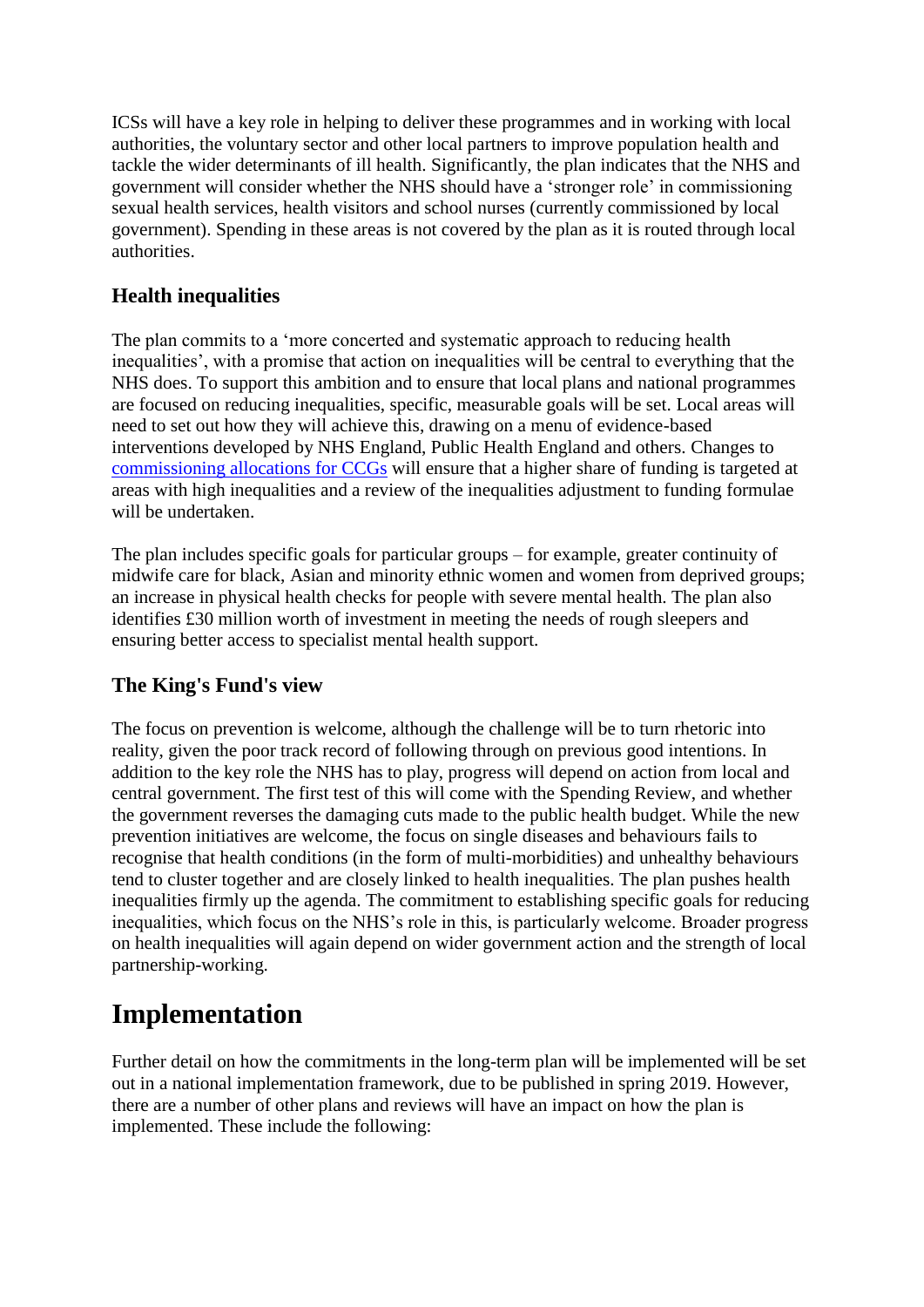ICSs will have a key role in helping to deliver these programmes and in working with local authorities, the voluntary sector and other local partners to improve population health and tackle the wider determinants of ill health. Significantly, the plan indicates that the NHS and government will consider whether the NHS should have a 'stronger role' in commissioning sexual health services, health visitors and school nurses (currently commissioned by local government). Spending in these areas is not covered by the plan as it is routed through local authorities.

### Health inequalities

The plan commits to a 'more concerted and systematic approach to reducing health inequalities', with a promise that action on inequalities will be central to everything that the NHS does. To support this ambition and to ensure that local plans and national programmes are focused on reducing inequalities, specific, measurable goals will be set. Local areas will need to set out how they will achieve this, drawing on a menu of evidence-based interventions developed by NHS England, Public Health England and others. Changes to commissioning allocations for CCGs will ensure that a higher share of funding is targeted at areas with high inequalities and a review of the inequalities adjustment to funding formulae will be undertaken.

The plan includes specific goals for particular groups – for example, greater continuity of midwife care for black, Asian and minority ethnic women and women from deprived groups; an increase in physical health checks for people with severe mental health. The plan also identifies £30 million worth of investment in meeting the needs of rough sleepers and ensuring better access to specialist mental health support.

### The King's Fund's view

The focus on prevention is welcome, although the challenge will be to turn rhetoric into reality, given the poor track record of following through on previous good intentions. In addition to the key role the NHS has to play, progress will depend on action from local and central government. The first test of this will come with the Spending Review, and whether the government reverses the damaging cuts made to the public health budget. While the new prevention initiatives are welcome, the focus on single diseases and behaviours fails to recognise that health conditions (in the form of multi-morbidities) and unhealthy behaviours tend to cluster together and are closely linked to health inequalities. The plan pushes health inequalities firmly up the agenda. The commitment to establishing specific goals for reducing inequalities, which focus on the NHS's role in this, is particularly welcome. Broader progress on health inequalities will again depend on wider government action and the strength of local partnership-working.

## Implementation

Further detail on how the commitments in the long-term plan will be implemented will be set out in a national implementation framework, due to be published in spring 2019. However, there are a number of other plans and reviews will have an impact on how the plan is implemented. These include the following: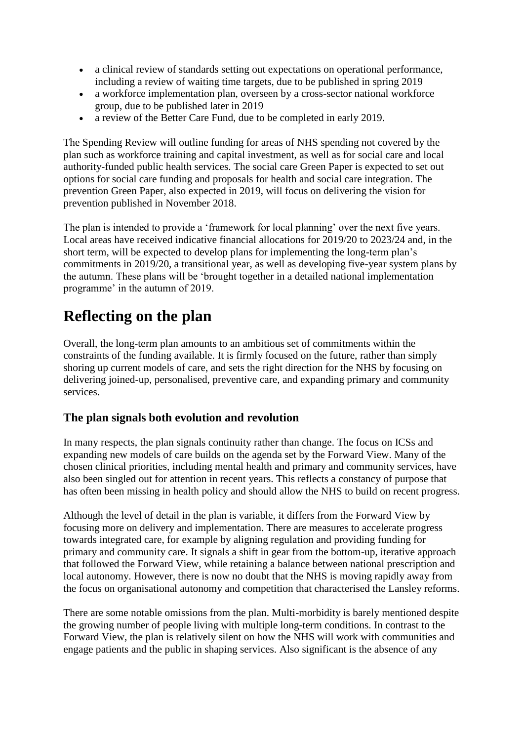- a clinical review of standards setting out expectations on operational performance, including a review of waiting time targets, due to be published in spring 2019
- a workforce implementation plan, overseen by a cross-sector national workforce group, due to be published later in 2019
- a review of the Better Care Fund, due to be completed in early 2019.

The Spending Review will outline funding for areas of NHS spending not covered by the plan such as workforce training and capital investment, as well as for social care and local authority-funded public health services. The social care Green Paper is expected to set out options for social care funding and proposals for health and social care integration. The prevention Green Paper, also expected in 2019, will focus on delivering the vision for prevention published in November 2018.

The plan is intended to provide a 'framework for local planning' over the next five years. Local areas have received indicative financial allocations for 2019/20 to 2023/24 and, in the short term, will be expected to develop plans for implementing the long-term plan's commitments in 2019/20, a transitional year, as well as developing five-year system plans by the autumn. These plans will be 'brought together in a detailed national implementation programme' in the autumn of 2019.

# Reflecting on the plan

Overall, the long-term plan amounts to an ambitious set of commitments within the constraints of the funding available. It is firmly focused on the future, rather than simply shoring up current models of care, and sets the right direction for the NHS by focusing on delivering joined-up, personalised, preventive care, and expanding primary and community services.

## The plan signals both evolution and revolution

In many respects, the plan signals continuity rather than change. The focus on ICSs and expanding new models of care builds on the agenda set by the Forward View. Many of the chosen clinical priorities, including mental health and primary and community services, have also been singled out for attention in recent years. This reflects a constancy of purpose that has often been missing in health policy and should allow the NHS to build on recent progress.

Although the level of detail in the plan is variable, it differs from the Forward View by focusing more on delivery and implementation. There are measures to accelerate progress towards integrated care, for example by aligning regulation and providing funding for primary and community care. It signals a shift in gear from the bottom-up, iterative approach that followed the Forward View, while retaining a balance between national prescription and local autonomy. However, there is now no doubt that the NHS is moving rapidly away from the focus on organisational autonomy and competition that characterised the Lansley reforms.

There are some notable omissions from the plan. Multi-morbidity is barely mentioned despite the growing number of people living with multiple long-term conditions. In contrast to the Forward View, the plan is relatively silent on how the NHS will work with communities and engage patients and the public in shaping services. Also significant is the absence of any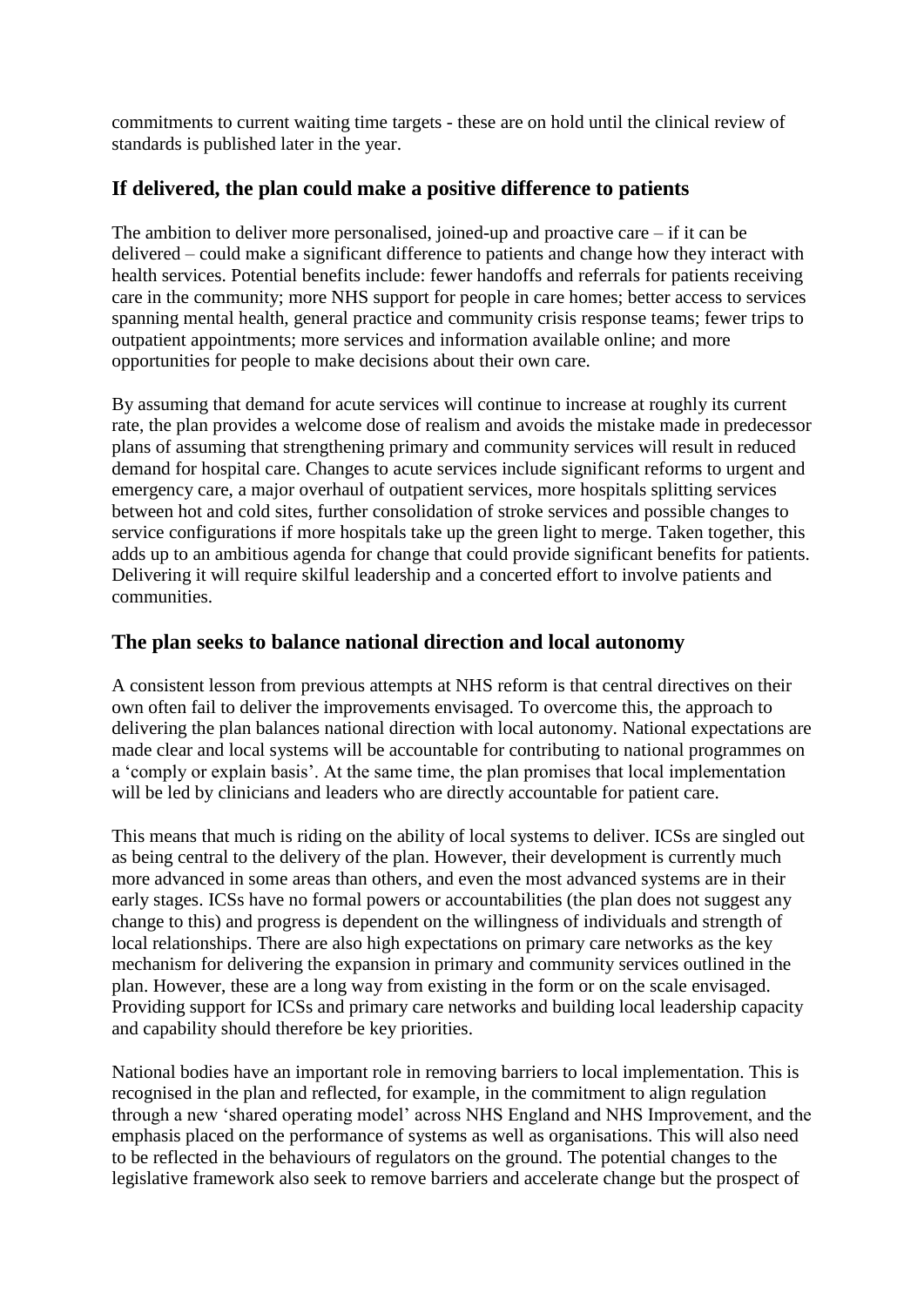commitments to current waiting time targets - these are on hold until the clinical review of standards is published later in the year.

## If delivered, the plan could make a positive difference to patients

The ambition to deliver more personalised, joined-up and proactive care – if it can be delivered – could make a significant difference to patients and change how they interact with health services. Potential benefits include: fewer handoffs and referrals for patients receiving care in the community; more NHS support for people in care homes; better access to services spanning mental health, general practice and community crisis response teams; fewer trips to outpatient appointments; more services and information available online; and more opportunities for people to make decisions about their own care.

By assuming that demand for acute services will continue to increase at roughly its current rate, the plan provides a welcome dose of realism and avoids the mistake made in predecessor plans of assuming that strengthening primary and community services will result in reduced demand for hospital care. Changes to acute services include significant reforms to urgent and emergency care, a major overhaul of outpatient services, more hospitals splitting services between hot and cold sites, further consolidation of stroke services and possible changes to service configurations if more hospitals take up the green light to merge. Taken together, this adds up to an ambitious agenda for change that could provide significant benefits for patients. Delivering it will require skilful leadership and a concerted effort to involve patients and communities.

## The plan seeks to balance national direction and local autonomy

A consistent lesson from previous attempts at NHS reform is that central directives on their own often fail to deliver the improvements envisaged. To overcome this, the approach to delivering the plan balances national direction with local autonomy. National expectations are made clear and local systems will be accountable for contributing to national programmes on a 'comply or explain basis'. At the same time, the plan promises that local implementation will be led by clinicians and leaders who are directly accountable for patient care.

This means that much is riding on the ability of local systems to deliver. ICSs are singled out as being central to the delivery of the plan. However, their development is currently much more advanced in some areas than others, and even the most advanced systems are in their early stages. ICSs have no formal powers or accountabilities (the plan does not suggest any change to this) and progress is dependent on the willingness of individuals and strength of local relationships. There are also high expectations on primary care networks as the key mechanism for delivering the expansion in primary and community services outlined in the plan. However, these are a long way from existing in the form or on the scale envisaged. Providing support for ICSs and primary care networks and building local leadership capacity and capability should therefore be key priorities.

National bodies have an important role in removing barriers to local implementation. This is recognised in the plan and reflected, for example, in the commitment to align regulation through a new 'shared operating model' across NHS England and NHS Improvement, and the emphasis placed on the performance of systems as well as organisations. This will also need to be reflected in the behaviours of regulators on the ground. The potential changes to the legislative framework also seek to remove barriers and accelerate change but the prospect of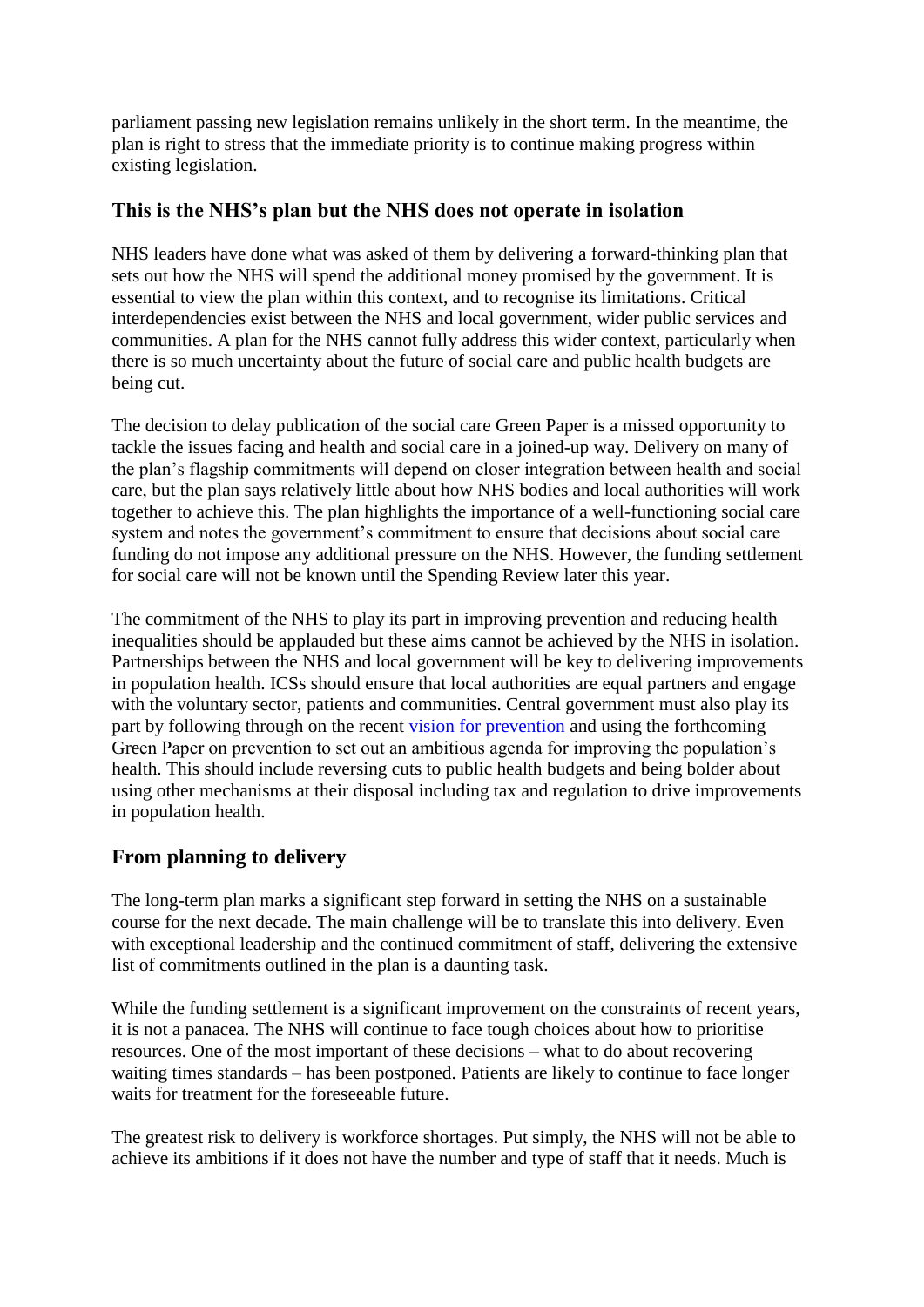parliament passing new legislation remains unlikely in the short term. In the meantime, the plan is right to stress that the immediate priority is to continue making progress within existing legislation.

## This is the NHS's plan but the NHS does not operate in isolation

NHS leaders have done what was asked of them by delivering a forward-thinking plan that sets out how the NHS will spend the additional money promised by the government. It is essential to view the plan within this context, and to recognise its limitations. Critical interdependencies exist between the NHS and local government, wider public services and communities. A plan for the NHS cannot fully address this wider context, particularly when there is so much uncertainty about the future of social care and public health budgets are being cut.

The decision to delay publication of the social care Green Paper is a missed opportunity to tackle the issues facing and health and social care in a joined-up way. Delivery on many of the plan's flagship commitments will depend on closer integration between health and social care, but the plan says relatively little about how NHS bodies and local authorities will work together to achieve this. The plan highlights the importance of a well-functioning social care system and notes the government's commitment to ensure that decisions about social care funding do not impose any additional pressure on the NHS. However, the funding settlement for social care will not be known until the Spending Review later this year.

The commitment of the NHS to play its part in improving prevention and reducing health inequalities should be applauded but these aims cannot be achieved by the NHS in isolation. Partnerships between the NHS and local government will be key to delivering improvements in population health. ICSs should ensure that local authorities are equal partners and engage with the voluntary sector, patients and communities. Central government must also play its part by following through on the recent vision for prevention and using the forthcoming Green Paper on prevention to set out an ambitious agenda for improving the population's health. This should include reversing cuts to public health budgets and being bolder about using other mechanisms at their disposal including tax and regulation to drive improvements in population health.

## From planning to delivery

The long-term plan marks a significant step forward in setting the NHS on a sustainable course for the next decade. The main challenge will be to translate this into delivery. Even with exceptional leadership and the continued commitment of staff, delivering the extensive list of commitments outlined in the plan is a daunting task.

While the funding settlement is a significant improvement on the constraints of recent years, it is not a panacea. The NHS will continue to face tough choices about how to prioritise resources. One of the most important of these decisions – what to do about recovering waiting times standards – has been postponed. Patients are likely to continue to face longer waits for treatment for the foreseeable future.

The greatest risk to delivery is workforce shortages. Put simply, the NHS will not be able to achieve its ambitions if it does not have the number and type of staff that it needs. Much is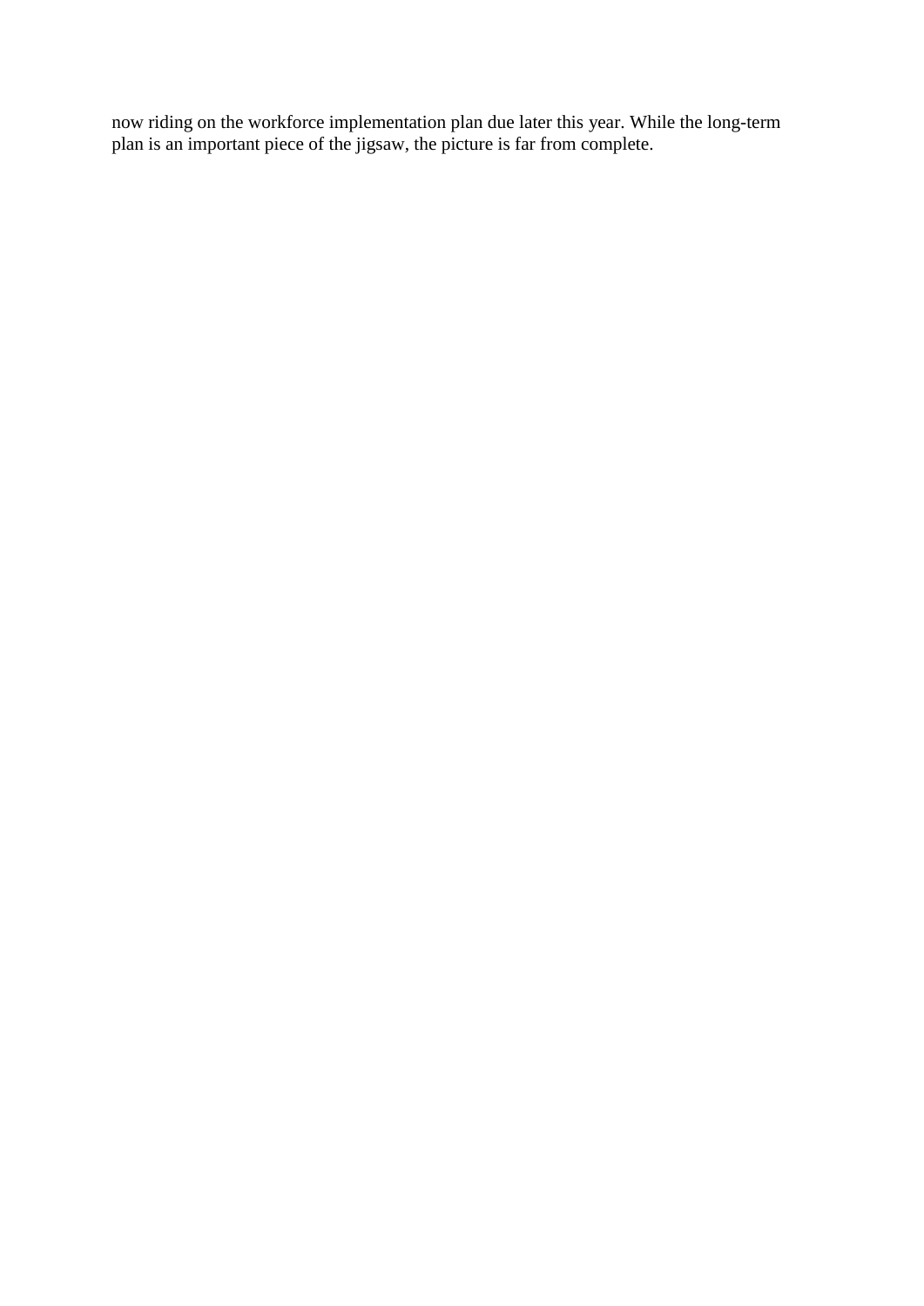now riding on the workforce implementation plan due later this year. While the long-term plan is an important piece of the jigsaw, the picture is far from complete.